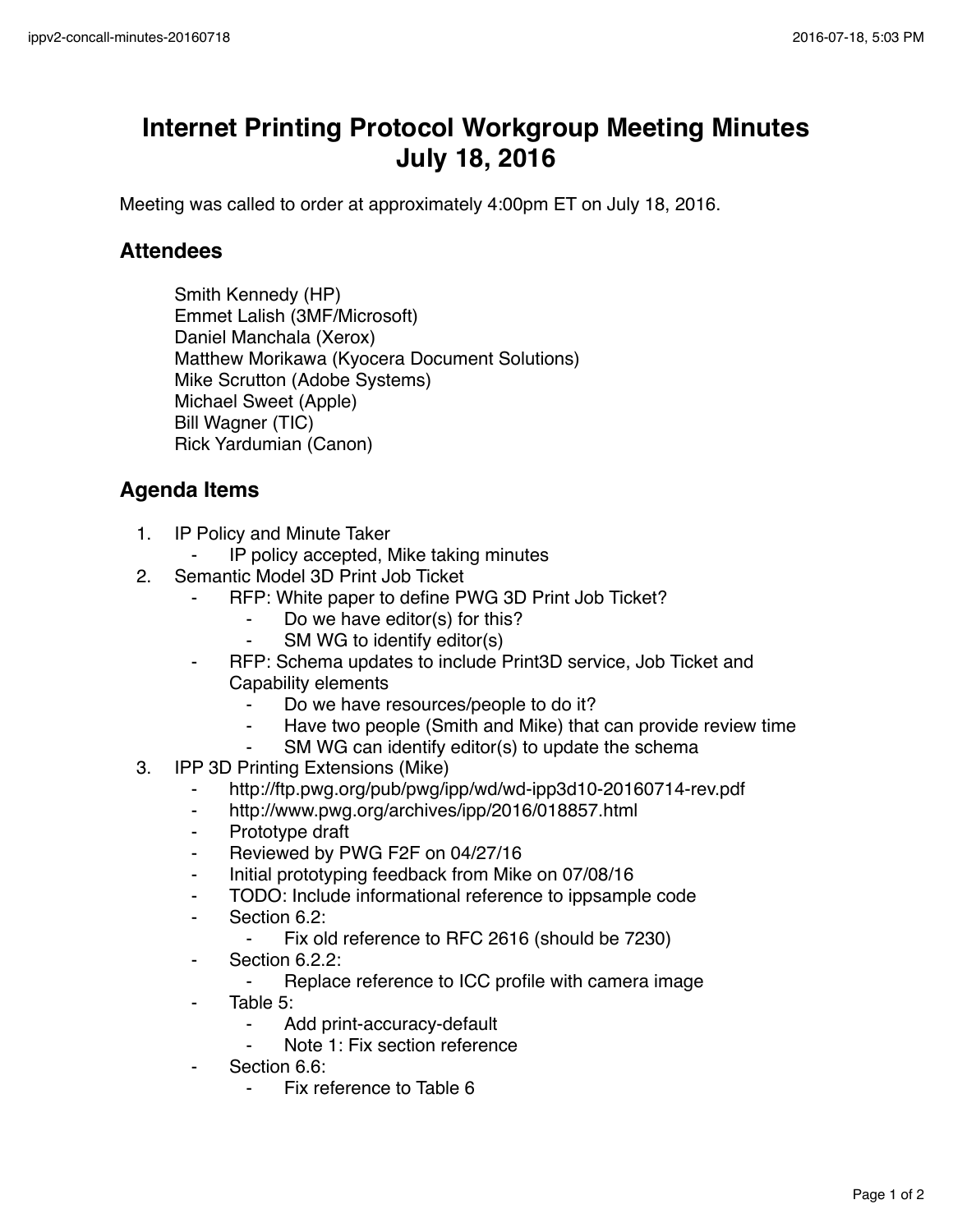# Internet Printing Protocol Workgroup Meeting Minutes
# July 18, 2016

Meeting was called to order at approximately 4:00pm ET on July 18, 2016.

## Attendees

Smith Kennedy (HP)
Emmet Lalish (3MF/Microsoft)
Daniel Manchala (Xerox)
Matthew Morikawa (Kyocera Document Solutions)
Mike Scrutton (Adobe Systems)
Michael Sweet (Apple)
Bill Wagner (TIC)
Rick Yardumian (Canon)

## Agenda Items

1. IP Policy and Minute Taker
    - IP policy accepted, Mike taking minutes
2. Semantic Model 3D Print Job Ticket
    - RFP: White paper to define PWG 3D Print Job Ticket?
        - Do we have editor(s) for this?
        - SM WG to identify editor(s)
    - RFP: Schema updates to include Print3D service, Job Ticket and Capability elements
        - Do we have resources/people to do it?
        - Have two people (Smith and Mike) that can provide review time
        - SM WG can identify editor(s) to update the schema
3. IPP 3D Printing Extensions (Mike)
    - http://ftp.pwg.org/pub/pwg/ipp/wd/wd-ipp3d10-20160714-rev.pdf
    - http://www.pwg.org/archives/ipp/2016/018857.html
    - Prototype draft
    - Reviewed by PWG F2F on 04/27/16
    - Initial prototyping feedback from Mike on 07/08/16
    - TODO: Include informational reference to ippsample code
    - Section 6.2:
        - Fix old reference to RFC 2616 (should be 7230)
    - Section 6.2.2:
        - Replace reference to ICC profile with camera image
    - Table 5:
        - Add print-accuracy-default
        - Note 1: Fix section reference
    - Section 6.6:
        - Fix reference to Table 6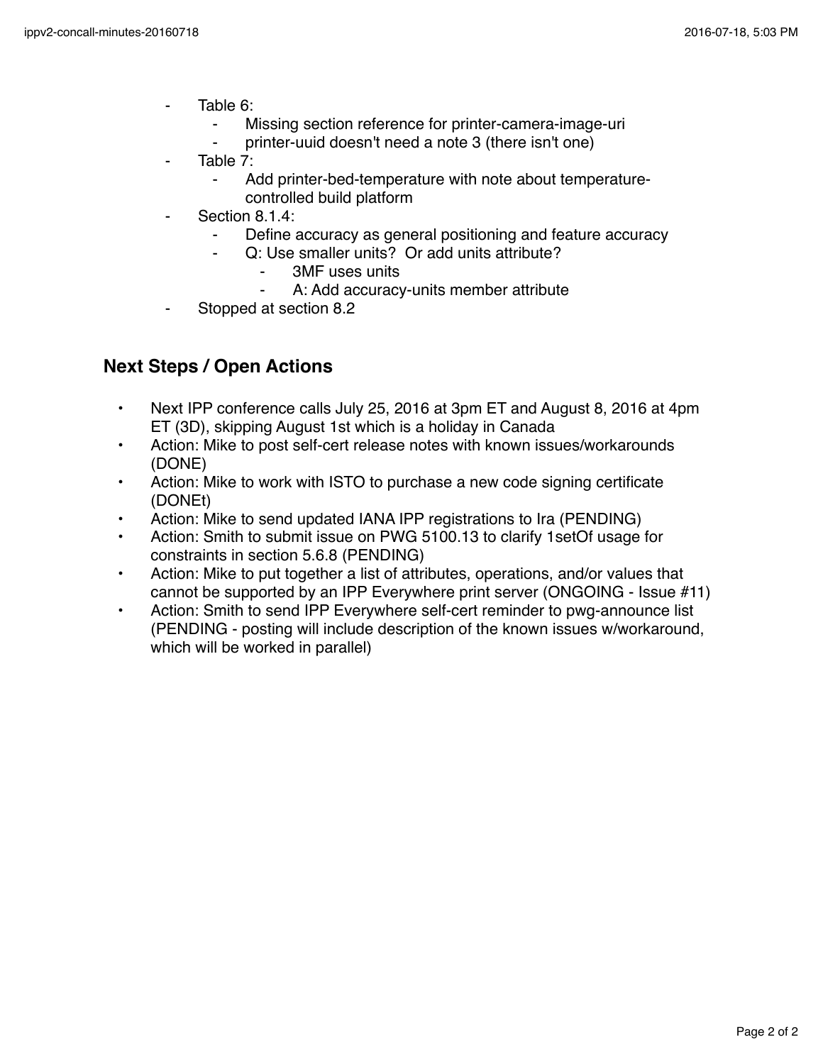- Table 6:
    - Missing section reference for printer-camera-image-uri
    - printer-uuid doesn't need a note 3 (there isn't one)
- Table 7:
    - Add printer-bed-temperature with note about temperature-controlled build platform
- Section 8.1.4:
    - Define accuracy as general positioning and feature accuracy
    - Q: Use smaller units? Or add units attribute?
        - 3MF uses units
        - A: Add accuracy-units member attribute
- Stopped at section 8.2

## Next Steps / Open Actions

- Next IPP conference calls July 25, 2016 at 3pm ET and August 8, 2016 at 4pm ET (3D), skipping August 1st which is a holiday in Canada
- Action: Mike to post self-cert release notes with known issues/workarounds (DONE)
- Action: Mike to work with ISTO to purchase a new code signing certificate (DONEt)
- Action: Mike to send updated IANA IPP registrations to Ira (PENDING)
- Action: Smith to submit issue on PWG 5100.13 to clarify 1setOf usage for constraints in section 5.6.8 (PENDING)
- Action: Mike to put together a list of attributes, operations, and/or values that cannot be supported by an IPP Everywhere print server (ONGOING - Issue #11)
- Action: Smith to send IPP Everywhere self-cert reminder to pwg-announce list (PENDING - posting will include description of the known issues w/workaround, which will be worked in parallel)